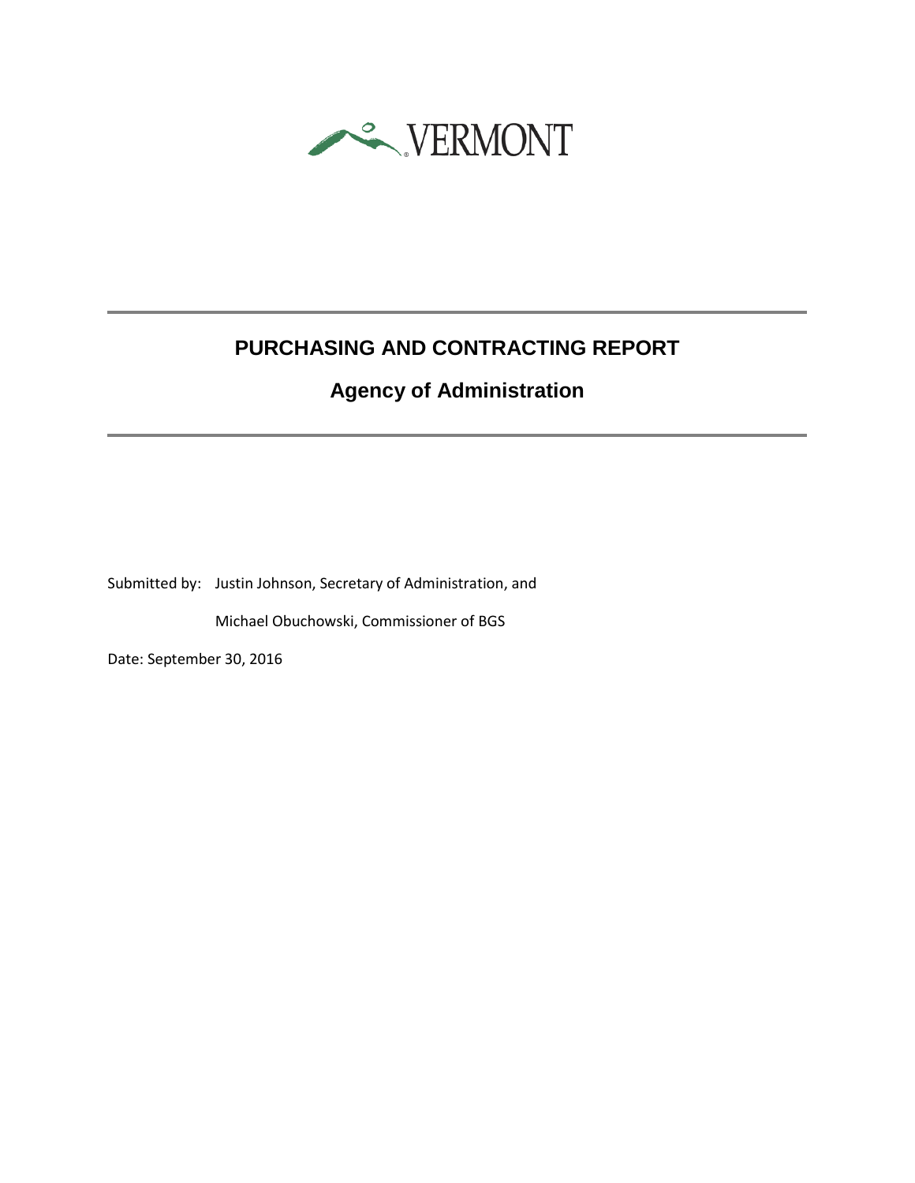VERMONT

# PURCHASING AND CONTRACTING REPORT

## Agency of Administration

Submitted by: Justin Johnson, Secretary of Administration, and

Michael Obuchowski, Commissioner of BGS

Date: September 30, 2016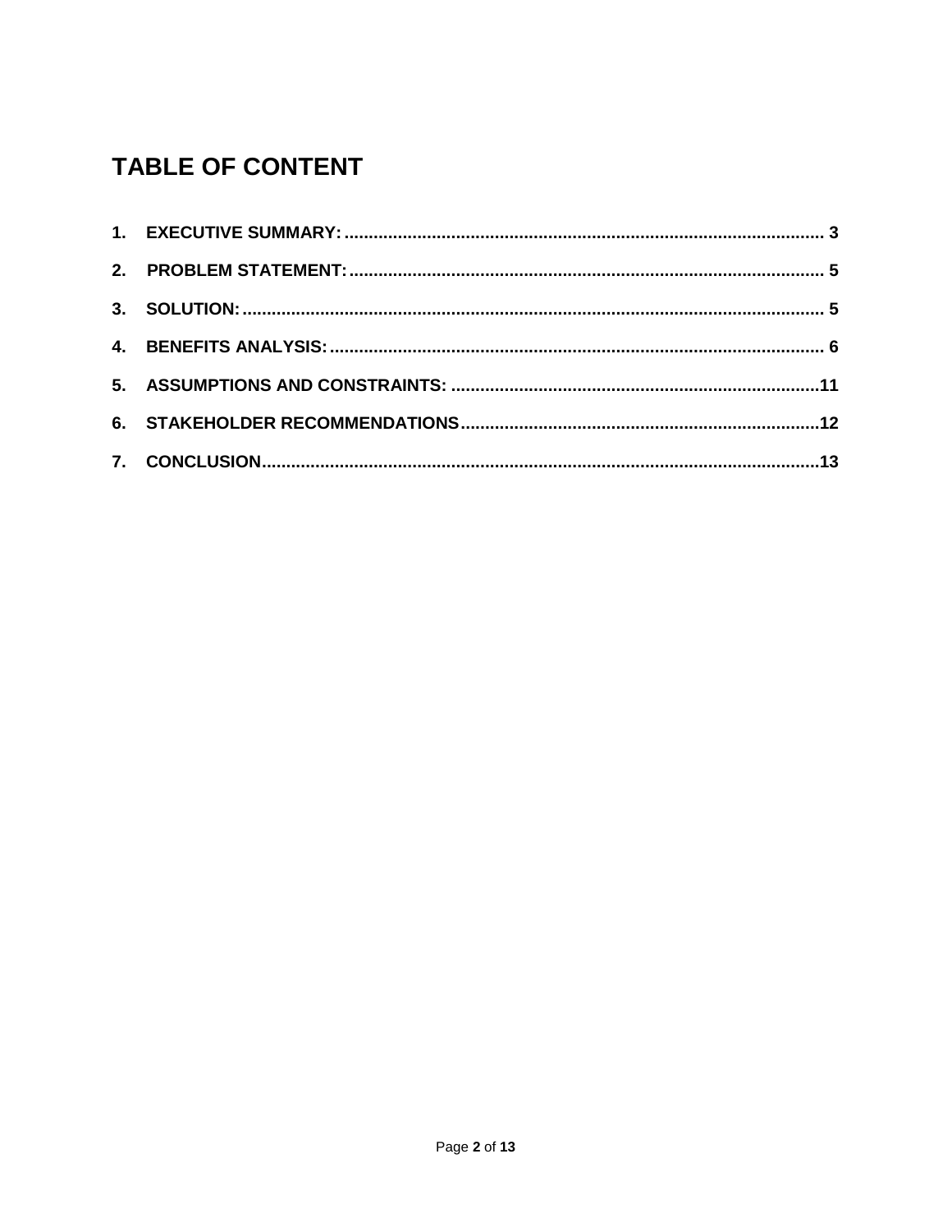# TABLE OF CONTENT

1. **EXECUTIVE SUMMARY:** .......... 3
2. **PROBLEM STATEMENT:** .......... 5
3. **SOLUTION:** .......... 5
4. **BENEFITS ANALYSIS:** .......... 6
5. **ASSUMPTIONS AND CONSTRAINTS:** .......... 11
6. **STAKEHOLDER RECOMMENDATIONS** .......... 12
7. **CONCLUSION** .......... 13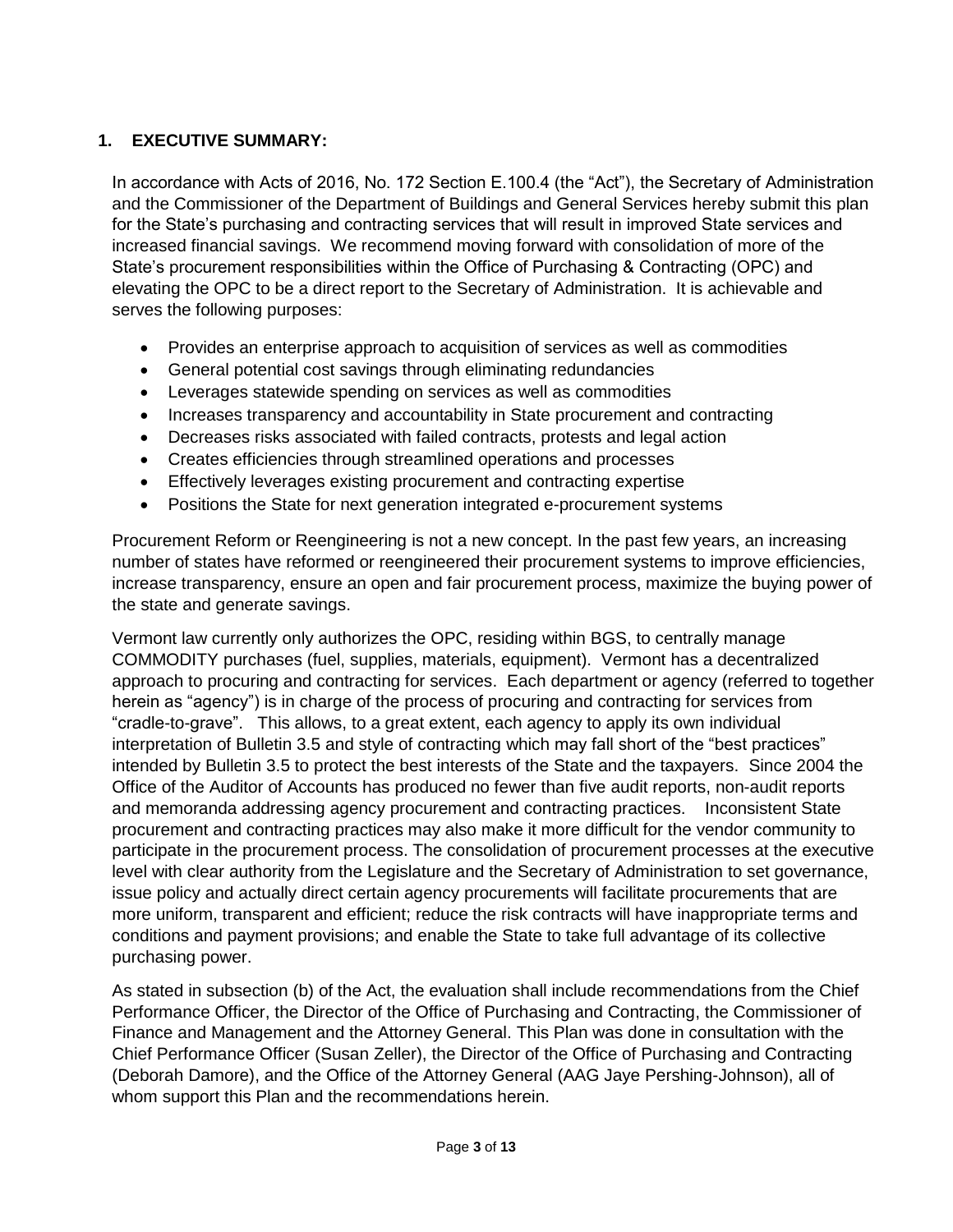## 1. EXECUTIVE SUMMARY:

In accordance with Acts of 2016, No. 172 Section E.100.4 (the "Act"), the Secretary of Administration and the Commissioner of the Department of Buildings and General Services hereby submit this plan for the State's purchasing and contracting services that will result in improved State services and increased financial savings. We recommend moving forward with consolidation of more of the State's procurement responsibilities within the Office of Purchasing & Contracting (OPC) and elevating the OPC to be a direct report to the Secretary of Administration. It is achievable and serves the following purposes:

- Provides an enterprise approach to acquisition of services as well as commodities
- General potential cost savings through eliminating redundancies
- Leverages statewide spending on services as well as commodities
- Increases transparency and accountability in State procurement and contracting
- Decreases risks associated with failed contracts, protests and legal action
- Creates efficiencies through streamlined operations and processes
- Effectively leverages existing procurement and contracting expertise
- Positions the State for next generation integrated e-procurement systems

Procurement Reform or Reengineering is not a new concept. In the past few years, an increasing number of states have reformed or reengineered their procurement systems to improve efficiencies, increase transparency, ensure an open and fair procurement process, maximize the buying power of the state and generate savings.

Vermont law currently only authorizes the OPC, residing within BGS, to centrally manage COMMODITY purchases (fuel, supplies, materials, equipment). Vermont has a decentralized approach to procuring and contracting for services. Each department or agency (referred to together herein as "agency") is in charge of the process of procuring and contracting for services from "cradle-to-grave". This allows, to a great extent, each agency to apply its own individual interpretation of Bulletin 3.5 and style of contracting which may fall short of the "best practices" intended by Bulletin 3.5 to protect the best interests of the State and the taxpayers. Since 2004 the Office of the Auditor of Accounts has produced no fewer than five audit reports, non-audit reports and memoranda addressing agency procurement and contracting practices. Inconsistent State procurement and contracting practices may also make it more difficult for the vendor community to participate in the procurement process. The consolidation of procurement processes at the executive level with clear authority from the Legislature and the Secretary of Administration to set governance, issue policy and actually direct certain agency procurements will facilitate procurements that are more uniform, transparent and efficient; reduce the risk contracts will have inappropriate terms and conditions and payment provisions; and enable the State to take full advantage of its collective purchasing power.

As stated in subsection (b) of the Act, the evaluation shall include recommendations from the Chief Performance Officer, the Director of the Office of Purchasing and Contracting, the Commissioner of Finance and Management and the Attorney General. This Plan was done in consultation with the Chief Performance Officer (Susan Zeller), the Director of the Office of Purchasing and Contracting (Deborah Damore), and the Office of the Attorney General (AAG Jaye Pershing-Johnson), all of whom support this Plan and the recommendations herein.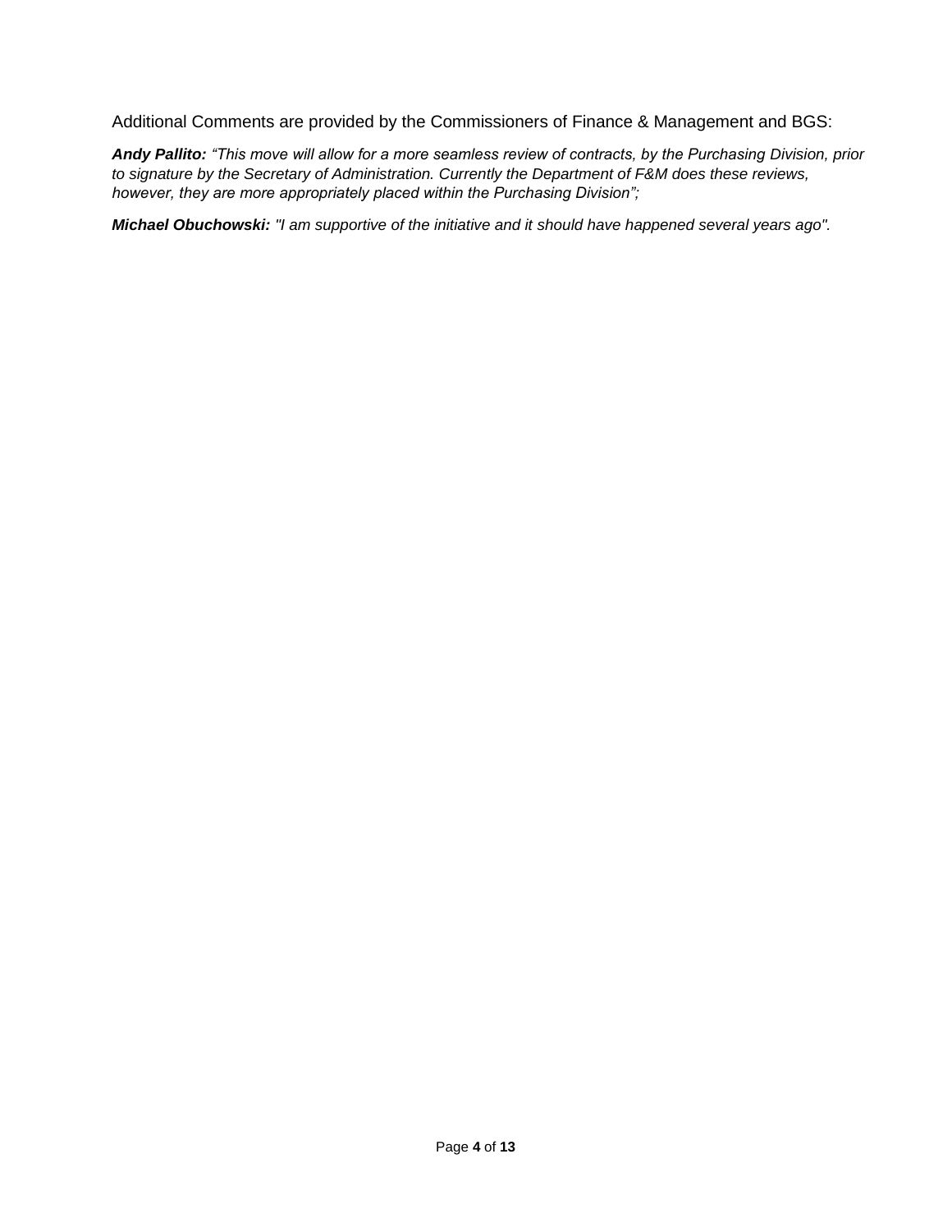Additional Comments are provided by the Commissioners of Finance & Management and BGS:

***Andy Pallito:*** *"This move will allow for a more seamless review of contracts, by the Purchasing Division, prior to signature by the Secretary of Administration. Currently the Department of F&M does these reviews, however, they are more appropriately placed within the Purchasing Division";*

***Michael Obuchowski:*** *"I am supportive of the initiative and it should have happened several years ago".*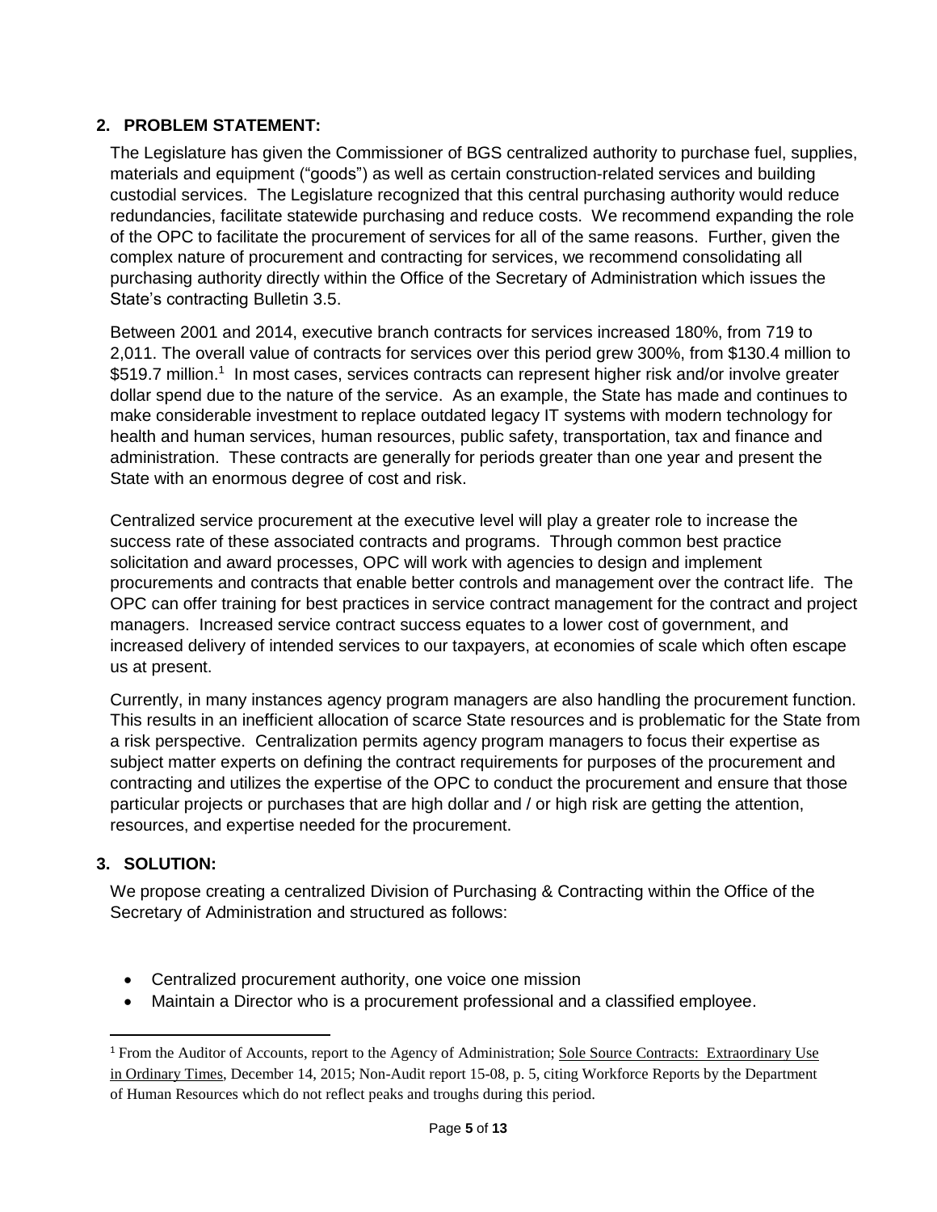## 2. PROBLEM STATEMENT:

The Legislature has given the Commissioner of BGS centralized authority to purchase fuel, supplies, materials and equipment ("goods") as well as certain construction-related services and building custodial services. The Legislature recognized that this central purchasing authority would reduce redundancies, facilitate statewide purchasing and reduce costs. We recommend expanding the role of the OPC to facilitate the procurement of services for all of the same reasons. Further, given the complex nature of procurement and contracting for services, we recommend consolidating all purchasing authority directly within the Office of the Secretary of Administration which issues the State's contracting Bulletin 3.5.

Between 2001 and 2014, executive branch contracts for services increased 180%, from 719 to 2,011. The overall value of contracts for services over this period grew 300%, from \$130.4 million to \$519.7 million.[1] In most cases, services contracts can represent higher risk and/or involve greater dollar spend due to the nature of the service. As an example, the State has made and continues to make considerable investment to replace outdated legacy IT systems with modern technology for health and human services, human resources, public safety, transportation, tax and finance and administration. These contracts are generally for periods greater than one year and present the State with an enormous degree of cost and risk.

Centralized service procurement at the executive level will play a greater role to increase the success rate of these associated contracts and programs. Through common best practice solicitation and award processes, OPC will work with agencies to design and implement procurements and contracts that enable better controls and management over the contract life. The OPC can offer training for best practices in service contract management for the contract and project managers. Increased service contract success equates to a lower cost of government, and increased delivery of intended services to our taxpayers, at economies of scale which often escape us at present.

Currently, in many instances agency program managers are also handling the procurement function. This results in an inefficient allocation of scarce State resources and is problematic for the State from a risk perspective. Centralization permits agency program managers to focus their expertise as subject matter experts on defining the contract requirements for purposes of the procurement and contracting and utilizes the expertise of the OPC to conduct the procurement and ensure that those particular projects or purchases that are high dollar and / or high risk are getting the attention, resources, and expertise needed for the procurement.

## 3. SOLUTION:

We propose creating a centralized Division of Purchasing & Contracting within the Office of the Secretary of Administration and structured as follows:

- Centralized procurement authority, one voice one mission
- Maintain a Director who is a procurement professional and a classified employee.

[1] From the Auditor of Accounts, report to the Agency of Administration; Sole Source Contracts: Extraordinary Use in Ordinary Times, December 14, 2015; Non-Audit report 15-08, p. 5, citing Workforce Reports by the Department of Human Resources which do not reflect peaks and troughs during this period.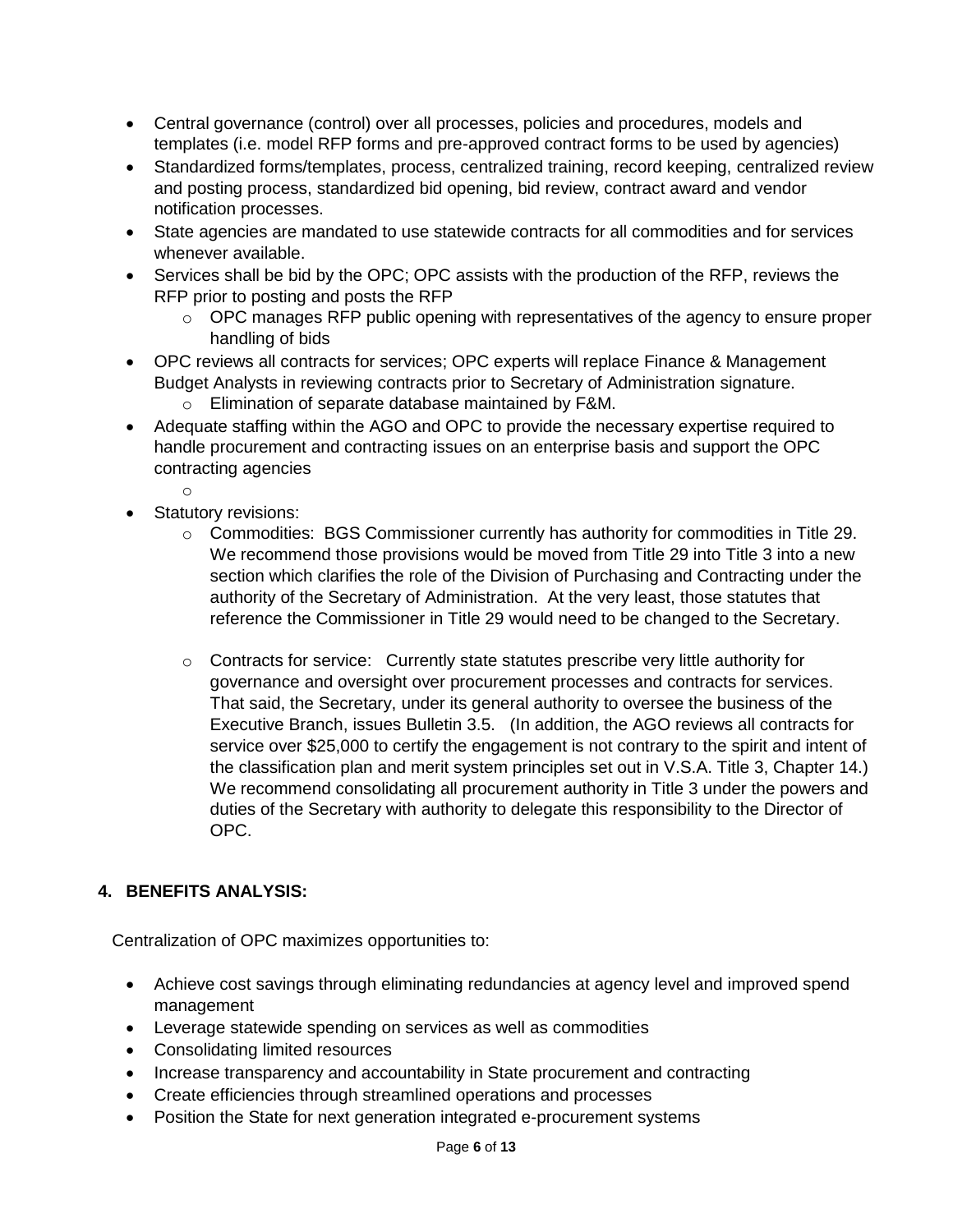- Central governance (control) over all processes, policies and procedures, models and templates (i.e. model RFP forms and pre-approved contract forms to be used by agencies)
- Standardized forms/templates, process, centralized training, record keeping, centralized review and posting process, standardized bid opening, bid review, contract award and vendor notification processes.
- State agencies are mandated to use statewide contracts for all commodities and for services whenever available.
- Services shall be bid by the OPC; OPC assists with the production of the RFP, reviews the RFP prior to posting and posts the RFP
  - OPC manages RFP public opening with representatives of the agency to ensure proper handling of bids
- OPC reviews all contracts for services; OPC experts will replace Finance & Management Budget Analysts in reviewing contracts prior to Secretary of Administration signature.
  - Elimination of separate database maintained by F&M.
- Adequate staffing within the AGO and OPC to provide the necessary expertise required to handle procurement and contracting issues on an enterprise basis and support the OPC contracting agencies
  - 
- Statutory revisions:
  - Commodities: BGS Commissioner currently has authority for commodities in Title 29. We recommend those provisions would be moved from Title 29 into Title 3 into a new section which clarifies the role of the Division of Purchasing and Contracting under the authority of the Secretary of Administration. At the very least, those statutes that reference the Commissioner in Title 29 would need to be changed to the Secretary.
  - Contracts for service: Currently state statutes prescribe very little authority for governance and oversight over procurement processes and contracts for services. That said, the Secretary, under its general authority to oversee the business of the Executive Branch, issues Bulletin 3.5. (In addition, the AGO reviews all contracts for service over $25,000 to certify the engagement is not contrary to the spirit and intent of the classification plan and merit system principles set out in V.S.A. Title 3, Chapter 14.) We recommend consolidating all procurement authority in Title 3 under the powers and duties of the Secretary with authority to delegate this responsibility to the Director of OPC.

## 4. BENEFITS ANALYSIS:

Centralization of OPC maximizes opportunities to:

- Achieve cost savings through eliminating redundancies at agency level and improved spend management
- Leverage statewide spending on services as well as commodities
- Consolidating limited resources
- Increase transparency and accountability in State procurement and contracting
- Create efficiencies through streamlined operations and processes
- Position the State for next generation integrated e-procurement systems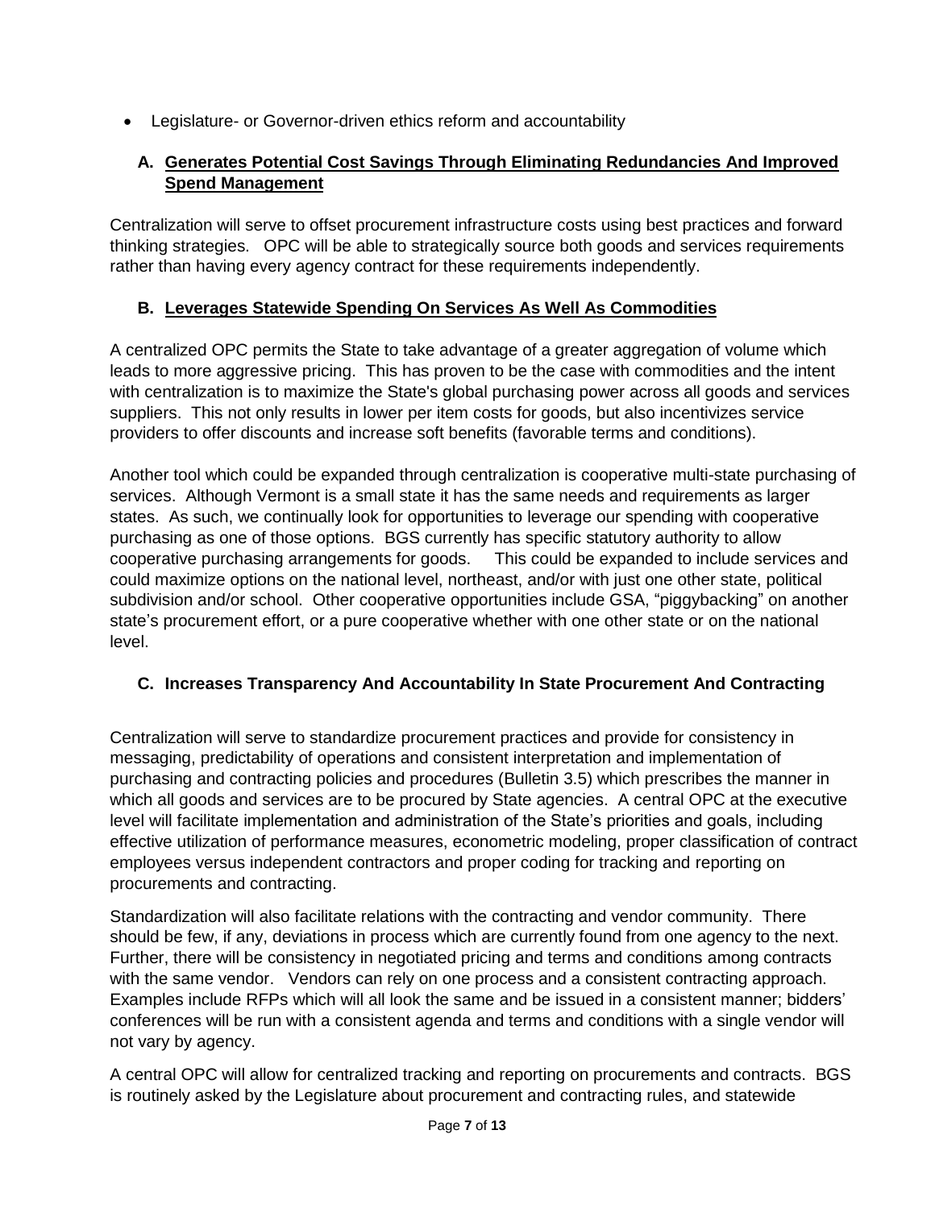- Legislature- or Governor-driven ethics reform and accountability

### A. Generates Potential Cost Savings Through Eliminating Redundancies And Improved Spend Management

Centralization will serve to offset procurement infrastructure costs using best practices and forward thinking strategies. OPC will be able to strategically source both goods and services requirements rather than having every agency contract for these requirements independently.

### B. Leverages Statewide Spending On Services As Well As Commodities

A centralized OPC permits the State to take advantage of a greater aggregation of volume which leads to more aggressive pricing. This has proven to be the case with commodities and the intent with centralization is to maximize the State's global purchasing power across all goods and services suppliers. This not only results in lower per item costs for goods, but also incentivizes service providers to offer discounts and increase soft benefits (favorable terms and conditions).

Another tool which could be expanded through centralization is cooperative multi-state purchasing of services. Although Vermont is a small state it has the same needs and requirements as larger states. As such, we continually look for opportunities to leverage our spending with cooperative purchasing as one of those options. BGS currently has specific statutory authority to allow cooperative purchasing arrangements for goods. This could be expanded to include services and could maximize options on the national level, northeast, and/or with just one other state, political subdivision and/or school. Other cooperative opportunities include GSA, "piggybacking" on another state's procurement effort, or a pure cooperative whether with one other state or on the national level.

### C. Increases Transparency And Accountability In State Procurement And Contracting

Centralization will serve to standardize procurement practices and provide for consistency in messaging, predictability of operations and consistent interpretation and implementation of purchasing and contracting policies and procedures (Bulletin 3.5) which prescribes the manner in which all goods and services are to be procured by State agencies. A central OPC at the executive level will facilitate implementation and administration of the State's priorities and goals, including effective utilization of performance measures, econometric modeling, proper classification of contract employees versus independent contractors and proper coding for tracking and reporting on procurements and contracting.

Standardization will also facilitate relations with the contracting and vendor community. There should be few, if any, deviations in process which are currently found from one agency to the next. Further, there will be consistency in negotiated pricing and terms and conditions among contracts with the same vendor. Vendors can rely on one process and a consistent contracting approach. Examples include RFPs which will all look the same and be issued in a consistent manner; bidders' conferences will be run with a consistent agenda and terms and conditions with a single vendor will not vary by agency.

A central OPC will allow for centralized tracking and reporting on procurements and contracts. BGS is routinely asked by the Legislature about procurement and contracting rules, and statewide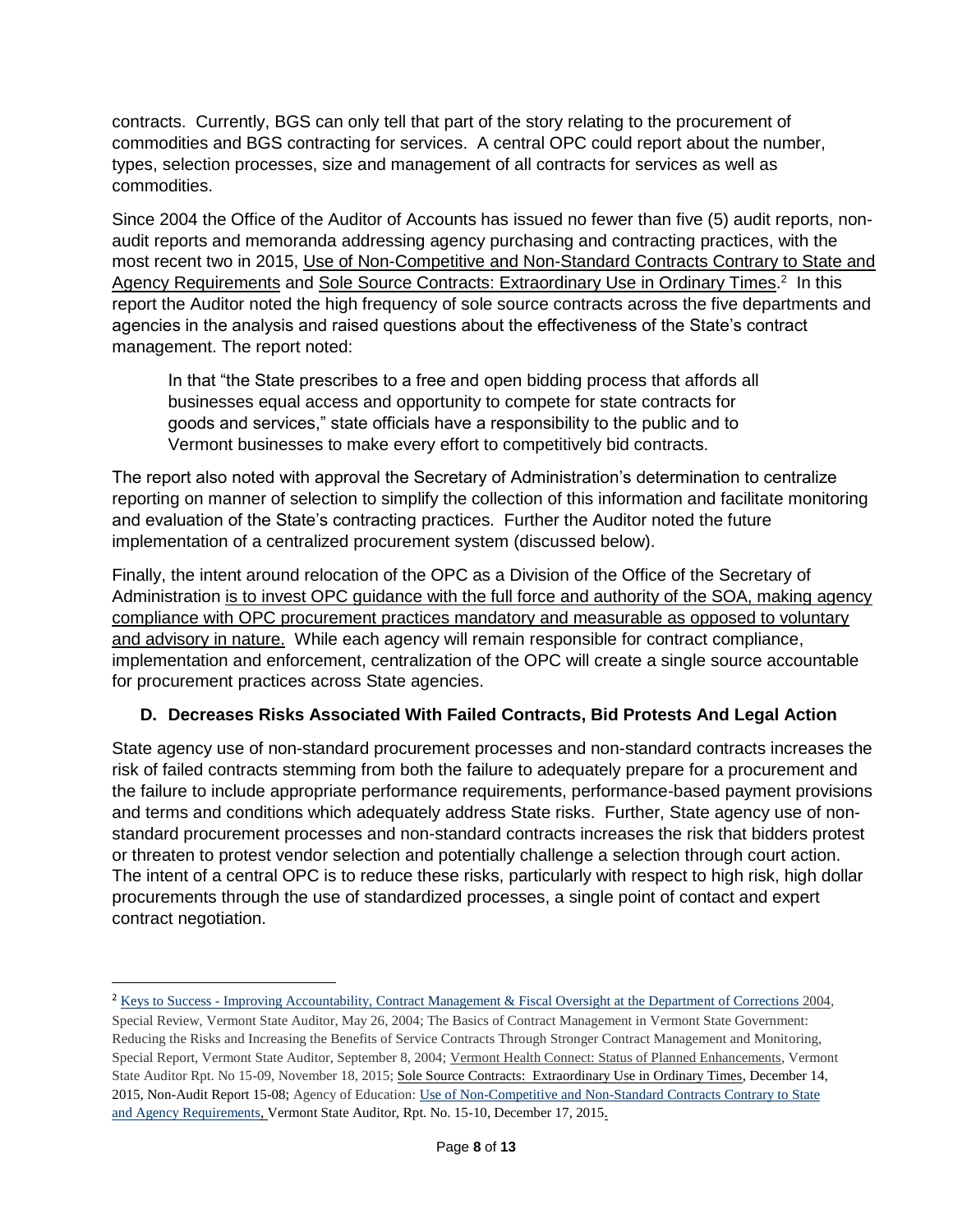contracts. Currently, BGS can only tell that part of the story relating to the procurement of commodities and BGS contracting for services. A central OPC could report about the number, types, selection processes, size and management of all contracts for services as well as commodities.

Since 2004 the Office of the Auditor of Accounts has issued no fewer than five (5) audit reports, non-audit reports and memoranda addressing agency purchasing and contracting practices, with the most recent two in 2015, Use of Non-Competitive and Non-Standard Contracts Contrary to State and Agency Requirements and Sole Source Contracts: Extraordinary Use in Ordinary Times.[2] In this report the Auditor noted the high frequency of sole source contracts across the five departments and agencies in the analysis and raised questions about the effectiveness of the State's contract management. The report noted:

> In that "the State prescribes to a free and open bidding process that affords all businesses equal access and opportunity to compete for state contracts for goods and services," state officials have a responsibility to the public and to Vermont businesses to make every effort to competitively bid contracts.

The report also noted with approval the Secretary of Administration's determination to centralize reporting on manner of selection to simplify the collection of this information and facilitate monitoring and evaluation of the State's contracting practices. Further the Auditor noted the future implementation of a centralized procurement system (discussed below).

Finally, the intent around relocation of the OPC as a Division of the Office of the Secretary of Administration is to invest OPC guidance with the full force and authority of the SOA, making agency compliance with OPC procurement practices mandatory and measurable as opposed to voluntary and advisory in nature. While each agency will remain responsible for contract compliance, implementation and enforcement, centralization of the OPC will create a single source accountable for procurement practices across State agencies.

### D. Decreases Risks Associated With Failed Contracts, Bid Protests And Legal Action

State agency use of non-standard procurement processes and non-standard contracts increases the risk of failed contracts stemming from both the failure to adequately prepare for a procurement and the failure to include appropriate performance requirements, performance-based payment provisions and terms and conditions which adequately address State risks. Further, State agency use of non-standard procurement processes and non-standard contracts increases the risk that bidders protest or threaten to protest vendor selection and potentially challenge a selection through court action. The intent of a central OPC is to reduce these risks, particularly with respect to high risk, high dollar procurements through the use of standardized processes, a single point of contact and expert contract negotiation.

---

[2] Keys to Success - Improving Accountability, Contract Management & Fiscal Oversight at the Department of Corrections 2004, Special Review, Vermont State Auditor, May 26, 2004; The Basics of Contract Management in Vermont State Government: Reducing the Risks and Increasing the Benefits of Service Contracts Through Stronger Contract Management and Monitoring, Special Report, Vermont State Auditor, September 8, 2004; Vermont Health Connect: Status of Planned Enhancements, Vermont State Auditor Rpt. No 15-09, November 18, 2015; Sole Source Contracts: Extraordinary Use in Ordinary Times, December 14, 2015, Non-Audit Report 15-08; Agency of Education: Use of Non-Competitive and Non-Standard Contracts Contrary to State and Agency Requirements, Vermont State Auditor, Rpt. No. 15-10, December 17, 2015.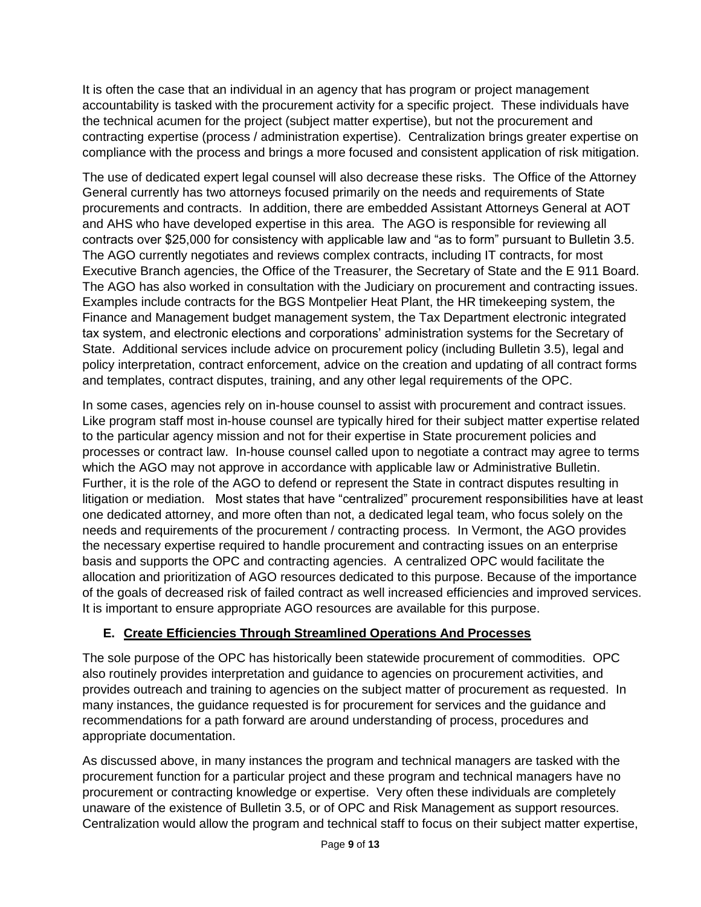It is often the case that an individual in an agency that has program or project management accountability is tasked with the procurement activity for a specific project. These individuals have the technical acumen for the project (subject matter expertise), but not the procurement and contracting expertise (process / administration expertise). Centralization brings greater expertise on compliance with the process and brings a more focused and consistent application of risk mitigation.

The use of dedicated expert legal counsel will also decrease these risks. The Office of the Attorney General currently has two attorneys focused primarily on the needs and requirements of State procurements and contracts. In addition, there are embedded Assistant Attorneys General at AOT and AHS who have developed expertise in this area. The AGO is responsible for reviewing all contracts over $25,000 for consistency with applicable law and "as to form" pursuant to Bulletin 3.5. The AGO currently negotiates and reviews complex contracts, including IT contracts, for most Executive Branch agencies, the Office of the Treasurer, the Secretary of State and the E 911 Board. The AGO has also worked in consultation with the Judiciary on procurement and contracting issues. Examples include contracts for the BGS Montpelier Heat Plant, the HR timekeeping system, the Finance and Management budget management system, the Tax Department electronic integrated tax system, and electronic elections and corporations' administration systems for the Secretary of State. Additional services include advice on procurement policy (including Bulletin 3.5), legal and policy interpretation, contract enforcement, advice on the creation and updating of all contract forms and templates, contract disputes, training, and any other legal requirements of the OPC.

In some cases, agencies rely on in-house counsel to assist with procurement and contract issues. Like program staff most in-house counsel are typically hired for their subject matter expertise related to the particular agency mission and not for their expertise in State procurement policies and processes or contract law. In-house counsel called upon to negotiate a contract may agree to terms which the AGO may not approve in accordance with applicable law or Administrative Bulletin. Further, it is the role of the AGO to defend or represent the State in contract disputes resulting in litigation or mediation. Most states that have "centralized" procurement responsibilities have at least one dedicated attorney, and more often than not, a dedicated legal team, who focus solely on the needs and requirements of the procurement / contracting process. In Vermont, the AGO provides the necessary expertise required to handle procurement and contracting issues on an enterprise basis and supports the OPC and contracting agencies. A centralized OPC would facilitate the allocation and prioritization of AGO resources dedicated to this purpose. Because of the importance of the goals of decreased risk of failed contract as well increased efficiencies and improved services. It is important to ensure appropriate AGO resources are available for this purpose.

### E. Create Efficiencies Through Streamlined Operations And Processes

The sole purpose of the OPC has historically been statewide procurement of commodities. OPC also routinely provides interpretation and guidance to agencies on procurement activities, and provides outreach and training to agencies on the subject matter of procurement as requested. In many instances, the guidance requested is for procurement for services and the guidance and recommendations for a path forward are around understanding of process, procedures and appropriate documentation.

As discussed above, in many instances the program and technical managers are tasked with the procurement function for a particular project and these program and technical managers have no procurement or contracting knowledge or expertise. Very often these individuals are completely unaware of the existence of Bulletin 3.5, or of OPC and Risk Management as support resources. Centralization would allow the program and technical staff to focus on their subject matter expertise,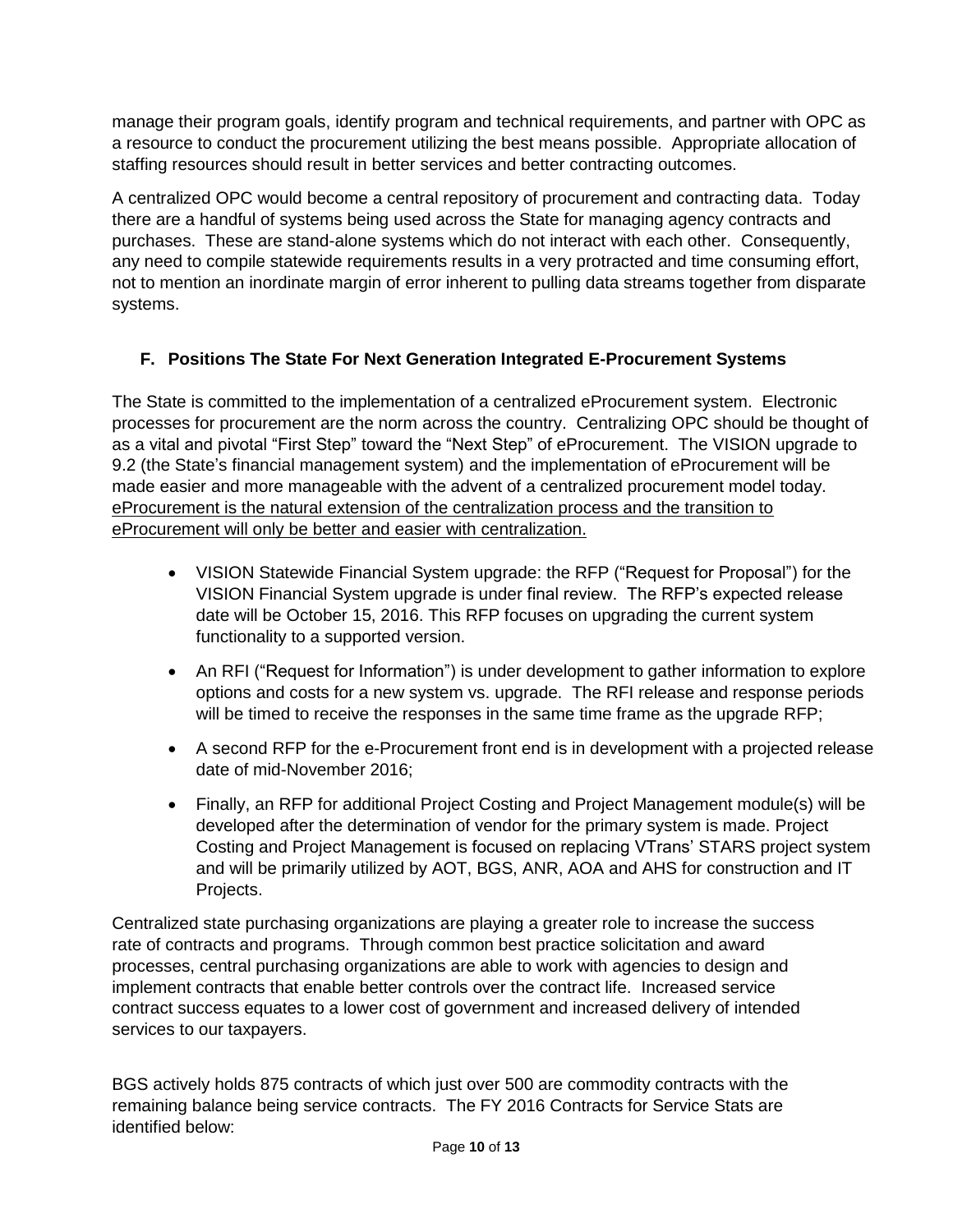manage their program goals, identify program and technical requirements, and partner with OPC as a resource to conduct the procurement utilizing the best means possible. Appropriate allocation of staffing resources should result in better services and better contracting outcomes.

A centralized OPC would become a central repository of procurement and contracting data. Today there are a handful of systems being used across the State for managing agency contracts and purchases. These are stand-alone systems which do not interact with each other. Consequently, any need to compile statewide requirements results in a very protracted and time consuming effort, not to mention an inordinate margin of error inherent to pulling data streams together from disparate systems.

### F. Positions The State For Next Generation Integrated E-Procurement Systems

The State is committed to the implementation of a centralized eProcurement system. Electronic processes for procurement are the norm across the country. Centralizing OPC should be thought of as a vital and pivotal "First Step" toward the "Next Step" of eProcurement. The VISION upgrade to 9.2 (the State's financial management system) and the implementation of eProcurement will be made easier and more manageable with the advent of a centralized procurement model today. <u>eProcurement is the natural extension of the centralization process and the transition to eProcurement will only be better and easier with centralization.</u>

- VISION Statewide Financial System upgrade: the RFP ("Request for Proposal") for the VISION Financial System upgrade is under final review. The RFP's expected release date will be October 15, 2016. This RFP focuses on upgrading the current system functionality to a supported version.
- An RFI ("Request for Information") is under development to gather information to explore options and costs for a new system vs. upgrade. The RFI release and response periods will be timed to receive the responses in the same time frame as the upgrade RFP;
- A second RFP for the e-Procurement front end is in development with a projected release date of mid-November 2016;
- Finally, an RFP for additional Project Costing and Project Management module(s) will be developed after the determination of vendor for the primary system is made. Project Costing and Project Management is focused on replacing VTrans' STARS project system and will be primarily utilized by AOT, BGS, ANR, AOA and AHS for construction and IT Projects.

Centralized state purchasing organizations are playing a greater role to increase the success rate of contracts and programs. Through common best practice solicitation and award processes, central purchasing organizations are able to work with agencies to design and implement contracts that enable better controls over the contract life. Increased service contract success equates to a lower cost of government and increased delivery of intended services to our taxpayers.

BGS actively holds 875 contracts of which just over 500 are commodity contracts with the remaining balance being service contracts. The FY 2016 Contracts for Service Stats are identified below: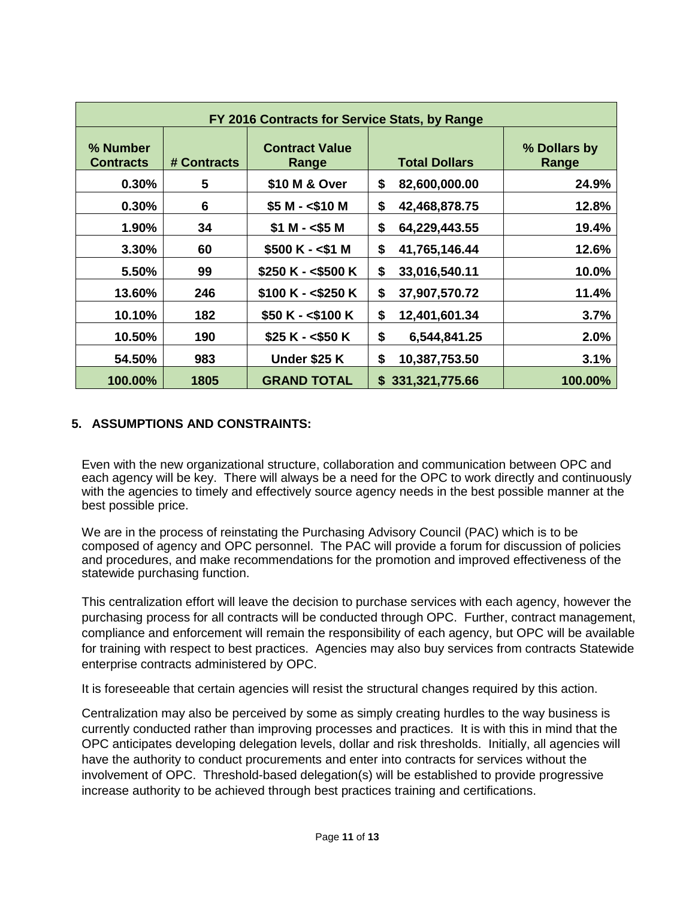| FY 2016 Contracts for Service Stats, by Range | | | | |
|---|---|---|---|---|
| **% Number Contracts** | **# Contracts** | **Contract Value Range** | **Total Dollars** | **% Dollars by Range** |
| **0.30%** | **5** | **$10 M & Over** | **$ 82,600,000.00** | **24.9%** |
| **0.30%** | **6** | **$5 M - <$10 M** | **$ 42,468,878.75** | **12.8%** |
| **1.90%** | **34** | **$1 M - <$5 M** | **$ 64,229,443.55** | **19.4%** |
| **3.30%** | **60** | **$500 K - <$1 M** | **$ 41,765,146.44** | **12.6%** |
| **5.50%** | **99** | **$250 K - <$500 K** | **$ 33,016,540.11** | **10.0%** |
| **13.60%** | **246** | **$100 K - <$250 K** | **$ 37,907,570.72** | **11.4%** |
| **10.10%** | **182** | **$50 K - <$100 K** | **$ 12,401,601.34** | **3.7%** |
| **10.50%** | **190** | **$25 K - <$50 K** | **$ 6,544,841.25** | **2.0%** |
| **54.50%** | **983** | **Under $25 K** | **$ 10,387,753.50** | **3.1%** |
| **100.00%** | **1805** | **GRAND TOTAL** | **$ 331,321,775.66** | **100.00%** |

## 5. ASSUMPTIONS AND CONSTRAINTS:

Even with the new organizational structure, collaboration and communication between OPC and each agency will be key. There will always be a need for the OPC to work directly and continuously with the agencies to timely and effectively source agency needs in the best possible manner at the best possible price.

We are in the process of reinstating the Purchasing Advisory Council (PAC) which is to be composed of agency and OPC personnel. The PAC will provide a forum for discussion of policies and procedures, and make recommendations for the promotion and improved effectiveness of the statewide purchasing function.

This centralization effort will leave the decision to purchase services with each agency, however the purchasing process for all contracts will be conducted through OPC. Further, contract management, compliance and enforcement will remain the responsibility of each agency, but OPC will be available for training with respect to best practices. Agencies may also buy services from contracts Statewide enterprise contracts administered by OPC.

It is foreseeable that certain agencies will resist the structural changes required by this action.

Centralization may also be perceived by some as simply creating hurdles to the way business is currently conducted rather than improving processes and practices. It is with this in mind that the OPC anticipates developing delegation levels, dollar and risk thresholds. Initially, all agencies will have the authority to conduct procurements and enter into contracts for services without the involvement of OPC. Threshold-based delegation(s) will be established to provide progressive increase authority to be achieved through best practices training and certifications.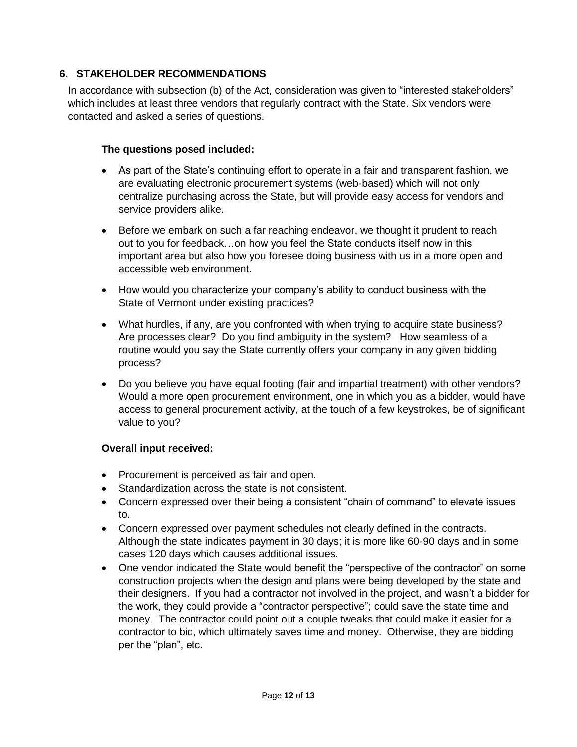## 6. STAKEHOLDER RECOMMENDATIONS

In accordance with subsection (b) of the Act, consideration was given to "interested stakeholders" which includes at least three vendors that regularly contract with the State. Six vendors were contacted and asked a series of questions.

**The questions posed included:**

- As part of the State's continuing effort to operate in a fair and transparent fashion, we are evaluating electronic procurement systems (web-based) which will not only centralize purchasing across the State, but will provide easy access for vendors and service providers alike.
- Before we embark on such a far reaching endeavor, we thought it prudent to reach out to you for feedback…on how you feel the State conducts itself now in this important area but also how you foresee doing business with us in a more open and accessible web environment.
- How would you characterize your company's ability to conduct business with the State of Vermont under existing practices?
- What hurdles, if any, are you confronted with when trying to acquire state business? Are processes clear? Do you find ambiguity in the system? How seamless of a routine would you say the State currently offers your company in any given bidding process?
- Do you believe you have equal footing (fair and impartial treatment) with other vendors? Would a more open procurement environment, one in which you as a bidder, would have access to general procurement activity, at the touch of a few keystrokes, be of significant value to you?

**Overall input received:**

- Procurement is perceived as fair and open.
- Standardization across the state is not consistent.
- Concern expressed over their being a consistent "chain of command" to elevate issues to.
- Concern expressed over payment schedules not clearly defined in the contracts. Although the state indicates payment in 30 days; it is more like 60-90 days and in some cases 120 days which causes additional issues.
- One vendor indicated the State would benefit the "perspective of the contractor" on some construction projects when the design and plans were being developed by the state and their designers. If you had a contractor not involved in the project, and wasn't a bidder for the work, they could provide a "contractor perspective"; could save the state time and money. The contractor could point out a couple tweaks that could make it easier for a contractor to bid, which ultimately saves time and money. Otherwise, they are bidding per the "plan", etc.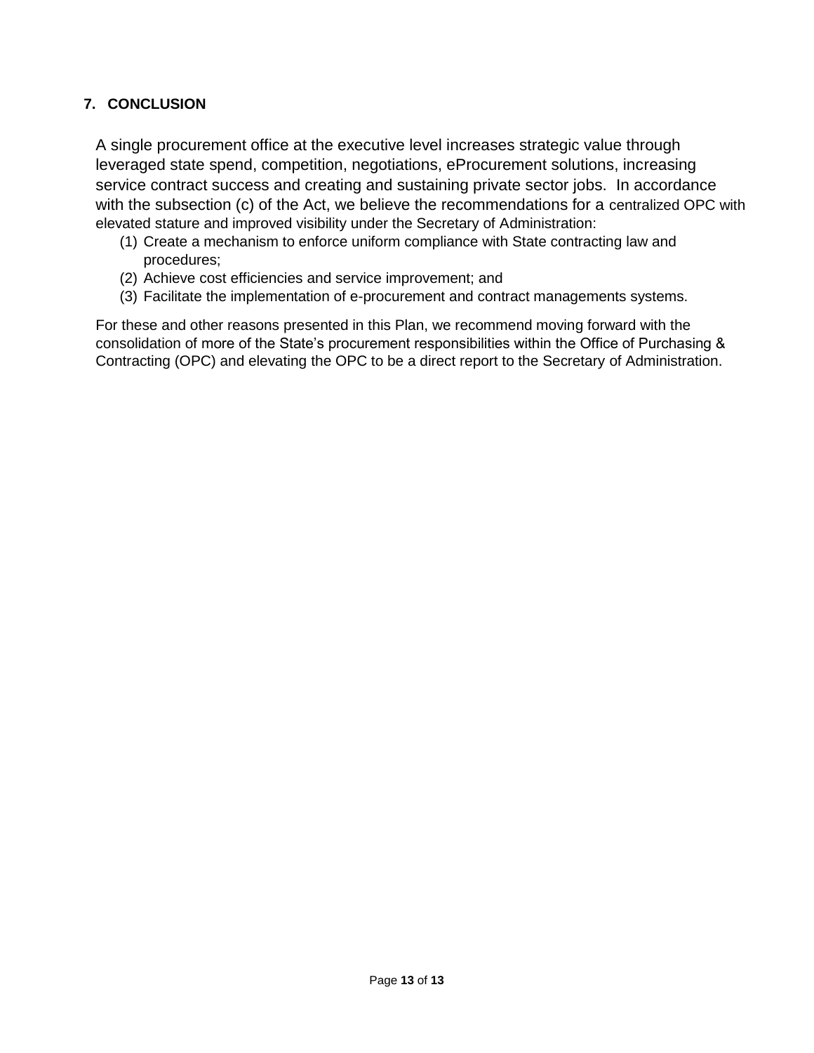## 7. CONCLUSION

A single procurement office at the executive level increases strategic value through leveraged state spend, competition, negotiations, eProcurement solutions, increasing service contract success and creating and sustaining private sector jobs. In accordance with the subsection (c) of the Act, we believe the recommendations for a centralized OPC with elevated stature and improved visibility under the Secretary of Administration:

(1) Create a mechanism to enforce uniform compliance with State contracting law and procedures;
(2) Achieve cost efficiencies and service improvement; and
(3) Facilitate the implementation of e-procurement and contract managements systems.

For these and other reasons presented in this Plan, we recommend moving forward with the consolidation of more of the State's procurement responsibilities within the Office of Purchasing & Contracting (OPC) and elevating the OPC to be a direct report to the Secretary of Administration.